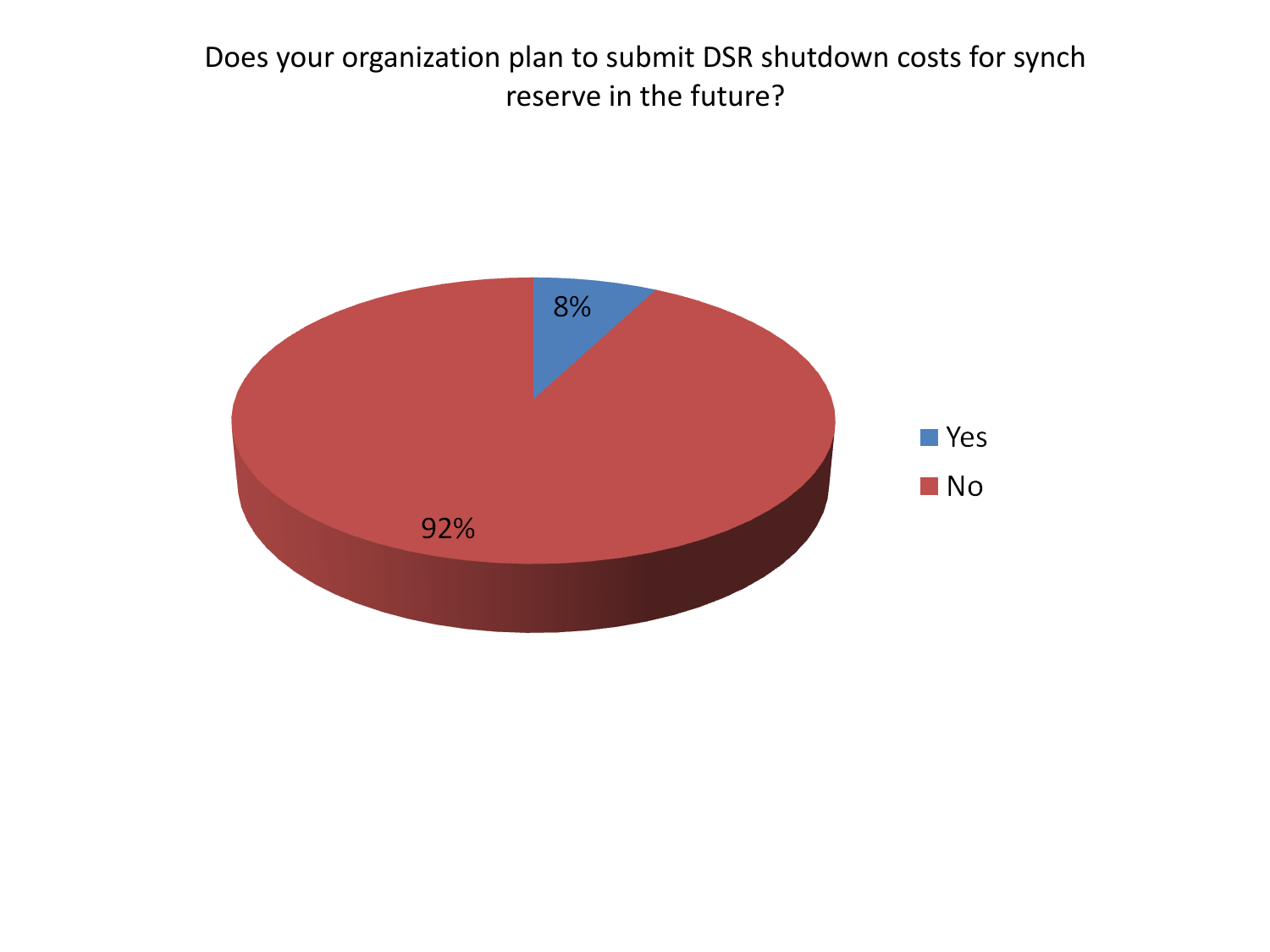Does your organization plan to submit DSR shutdown costs for synch reserve in the future?

| Response | Percentage |
| --- | --- |
| Yes | 8% |
| No | 92% |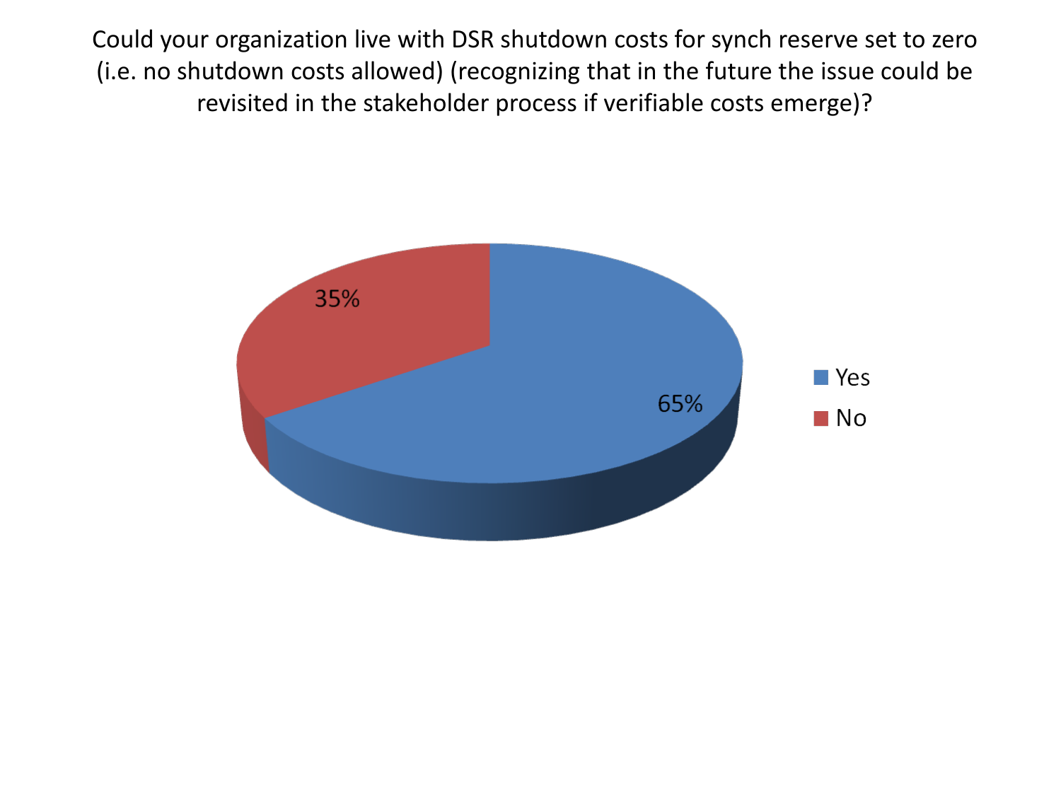Could your organization live with DSR shutdown costs for synch reserve set to zero (i.e. no shutdown costs allowed) (recognizing that in the future the issue could be revisited in the stakeholder process if verifiable costs emerge)?

| Response | Percentage |
| --- | --- |
| Yes | 65% |
| No | 35% |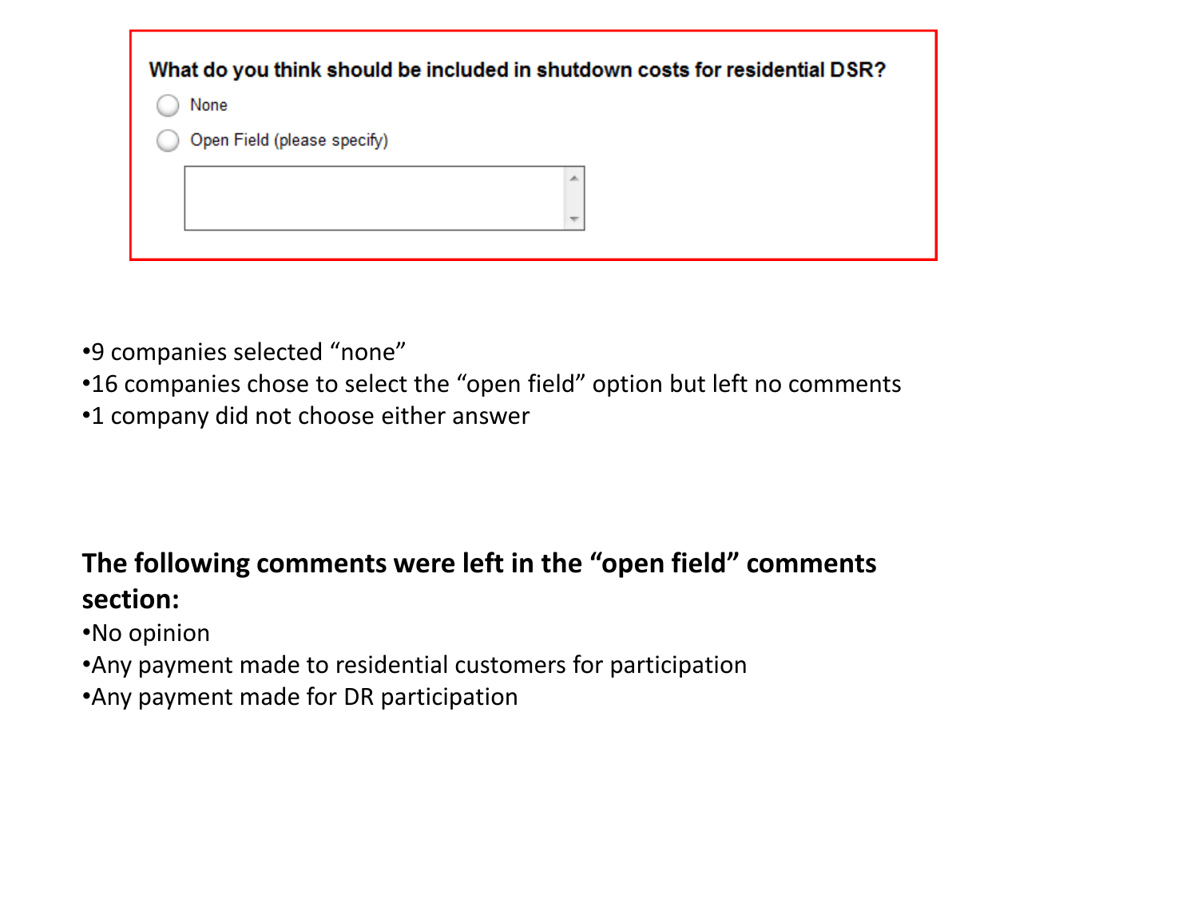**What do you think should be included in shutdown costs for residential DSR?**

- None
- Open Field (please specify)

•9 companies selected "none"
•16 companies chose to select the "open field" option but left no comments
•1 company did not choose either answer

**The following comments were left in the "open field" comments section:**

•No opinion
•Any payment made to residential customers for participation
•Any payment made for DR participation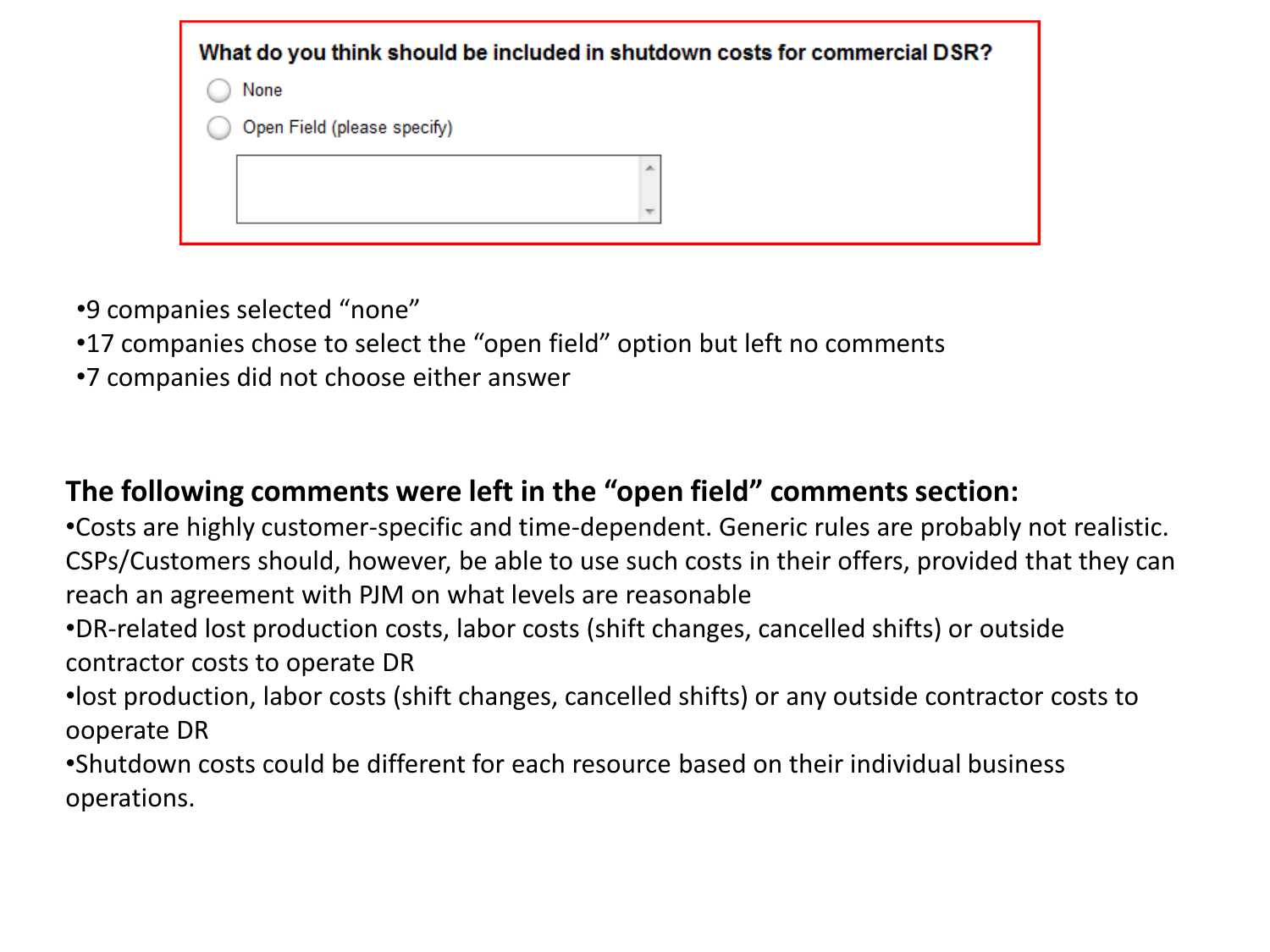What do you think should be included in shutdown costs for commercial DSR?

- None
- Open Field (please specify)

•9 companies selected "none"
•17 companies chose to select the "open field" option but left no comments
•7 companies did not choose either answer

**The following comments were left in the "open field" comments section:**

•Costs are highly customer-specific and time-dependent. Generic rules are probably not realistic. CSPs/Customers should, however, be able to use such costs in their offers, provided that they can reach an agreement with PJM on what levels are reasonable
•DR-related lost production costs, labor costs (shift changes, cancelled shifts) or outside contractor costs to operate DR
•lost production, labor costs (shift changes, cancelled shifts) or any outside contractor costs to ooperate DR
•Shutdown costs could be different for each resource based on their individual business operations.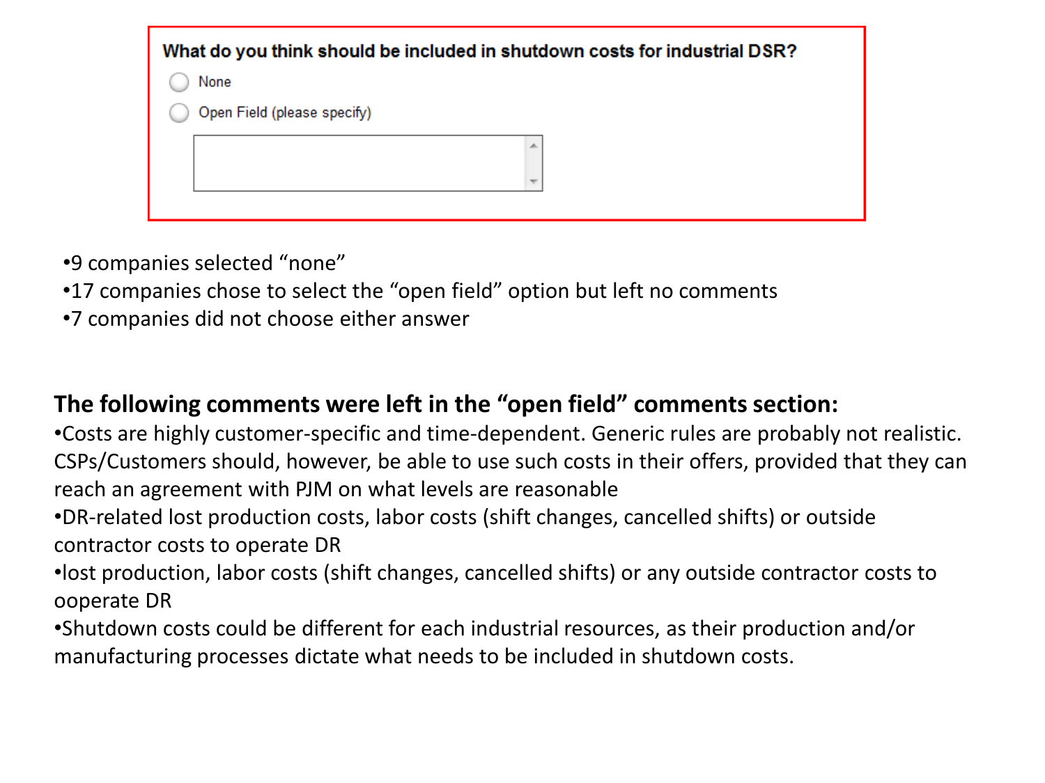**What do you think should be included in shutdown costs for industrial DSR?**

- None
- Open Field (please specify)

- 9 companies selected "none"
- 17 companies chose to select the "open field" option but left no comments
- 7 companies did not choose either answer

**The following comments were left in the "open field" comments section:**

- Costs are highly customer-specific and time-dependent. Generic rules are probably not realistic. CSPs/Customers should, however, be able to use such costs in their offers, provided that they can reach an agreement with PJM on what levels are reasonable
- DR-related lost production costs, labor costs (shift changes, cancelled shifts) or outside contractor costs to operate DR
- lost production, labor costs (shift changes, cancelled shifts) or any outside contractor costs to ooperate DR
- Shutdown costs could be different for each industrial resources, as their production and/or manufacturing processes dictate what needs to be included in shutdown costs.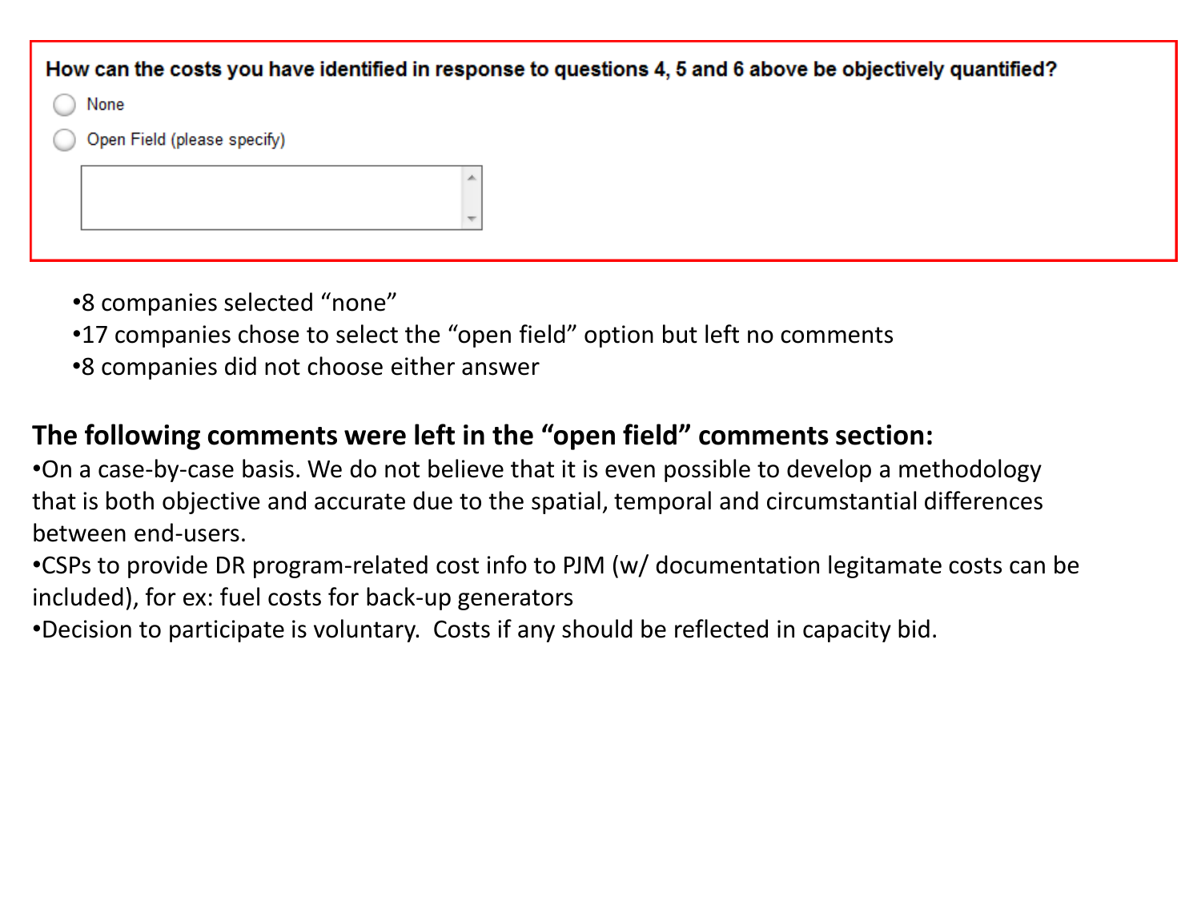**How can the costs you have identified in response to questions 4, 5 and 6 above be objectively quantified?**

- None
- Open Field (please specify)

- 8 companies selected "none"
- 17 companies chose to select the "open field" option but left no comments
- 8 companies did not choose either answer

**The following comments were left in the "open field" comments section:**

- On a case-by-case basis. We do not believe that it is even possible to develop a methodology that is both objective and accurate due to the spatial, temporal and circumstantial differences between end-users.
- CSPs to provide DR program-related cost info to PJM (w/ documentation legitamate costs can be included), for ex: fuel costs for back-up generators
- Decision to participate is voluntary. Costs if any should be reflected in capacity bid.